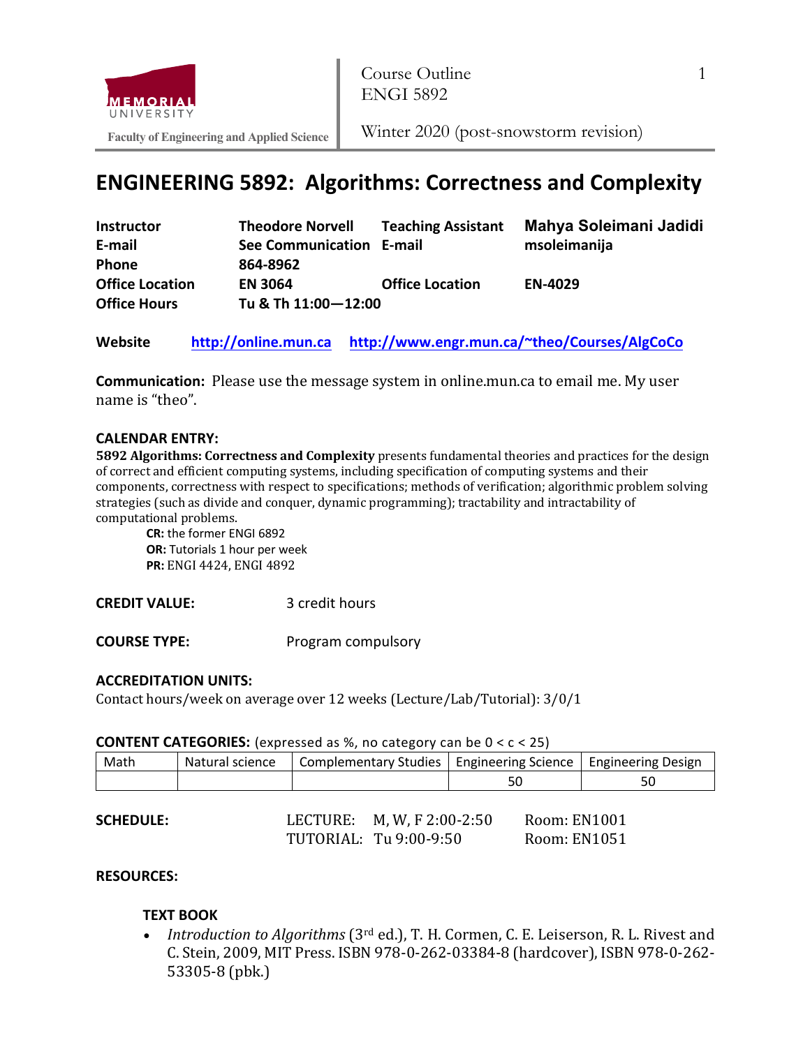Faculty of Engineering and Applied Science

Course Outline
ENGI 5892

Winter 2020 (post-snowstorm revision)

# ENGINEERING 5892: Algorithms: Correctness and Complexity

| | | | |
|---|---|---|---|
| **Instructor** | **Theodore Norvell** | **Teaching Assistant** | **Mahya Soleimani Jadidi** |
| **E-mail** | **See Communication** | **E-mail** | **msoleimanija** |
| **Phone** | **864-8962** | | |
| **Office Location** | **EN 3064** | **Office Location** | **EN-4029** |
| **Office Hours** | **Tu & Th 11:00—12:00** | | |

**Website** http://online.mun.ca http://www.engr.mun.ca/~theo/Courses/AlgCoCo

**Communication:** Please use the message system in online.mun.ca to email me. My user name is "theo".

**CALENDAR ENTRY:**

**5892 Algorithms: Correctness and Complexity** presents fundamental theories and practices for the design of correct and efficient computing systems, including specification of computing systems and their components, correctness with respect to specifications; methods of verification; algorithmic problem solving strategies (such as divide and conquer, dynamic programming); tractability and intractability of computational problems.

- **CR:** the former ENGI 6892
- **OR:** Tutorials 1 hour per week
- **PR:** ENGI 4424, ENGI 4892

**CREDIT VALUE:** 3 credit hours

**COURSE TYPE:** Program compulsory

**ACCREDITATION UNITS:**

Contact hours/week on average over 12 weeks (Lecture/Lab/Tutorial): 3/0/1

**CONTENT CATEGORIES:** (expressed as %, no category can be 0 < c < 25)

| Math | Natural science | Complementary Studies | Engineering Science | Engineering Design |
|---|---|---|---|---|
| | | | 50 | 50 |

**SCHEDULE:**

| | | |
|---|---|---|
| LECTURE: | M, W, F 2:00-2:50 | Room: EN1001 |
| TUTORIAL: | Tu 9:00-9:50 | Room: EN1051 |

**RESOURCES:**

**TEXT BOOK**

- *Introduction to Algorithms* (3rd ed.), T. H. Cormen, C. E. Leiserson, R. L. Rivest and C. Stein, 2009, MIT Press. ISBN 978-0-262-03384-8 (hardcover), ISBN 978-0-262-53305-8 (pbk.)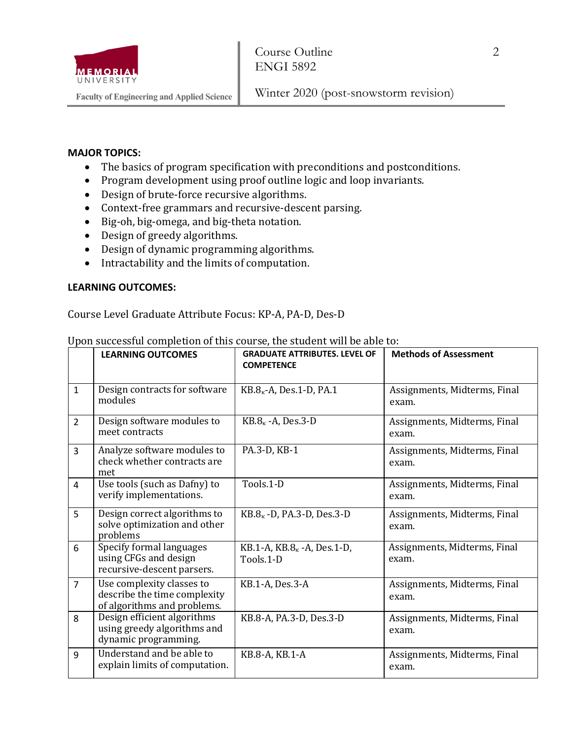**MAJOR TOPICS:**

- The basics of program specification with preconditions and postconditions.
- Program development using proof outline logic and loop invariants.
- Design of brute-force recursive algorithms.
- Context-free grammars and recursive-descent parsing.
- Big-oh, big-omega, and big-theta notation.
- Design of greedy algorithms.
- Design of dynamic programming algorithms.
- Intractability and the limits of computation.

**LEARNING OUTCOMES:**

Course Level Graduate Attribute Focus: KP-A, PA-D, Des-D

Upon successful completion of this course, the student will be able to:

| | **LEARNING OUTCOMES** | **GRADUATE ATTRIBUTES. LEVEL OF COMPETENCE** | **Methods of Assessment** |
|---|---|---|---|
| 1 | Design contracts for software modules | $KB.8_\kappa$-A, Des.1-D, PA.1 | Assignments, Midterms, Final exam. |
| 2 | Design software modules to meet contracts | $KB.8_\kappa$ -A, Des.3-D | Assignments, Midterms, Final exam. |
| 3 | Analyze software modules to check whether contracts are met | PA.3-D, KB-1 | Assignments, Midterms, Final exam. |
| 4 | Use tools (such as Dafny) to verify implementations. | Tools.1-D | Assignments, Midterms, Final exam. |
| 5 | Design correct algorithms to solve optimization and other problems | $KB.8_\kappa$ -D, PA.3-D, Des.3-D | Assignments, Midterms, Final exam. |
| 6 | Specify formal languages using CFGs and design recursive-descent parsers. | KB.1-A, $KB.8_\kappa$ -A, Des.1-D, Tools.1-D | Assignments, Midterms, Final exam. |
| 7 | Use complexity classes to describe the time complexity of algorithms and problems. | KB.1-A, Des.3-A | Assignments, Midterms, Final exam. |
| 8 | Design efficient algorithms using greedy algorithms and dynamic programming. | KB.8-A, PA.3-D, Des.3-D | Assignments, Midterms, Final exam. |
| 9 | Understand and be able to explain limits of computation. | KB.8-A, KB.1-A | Assignments, Midterms, Final exam. |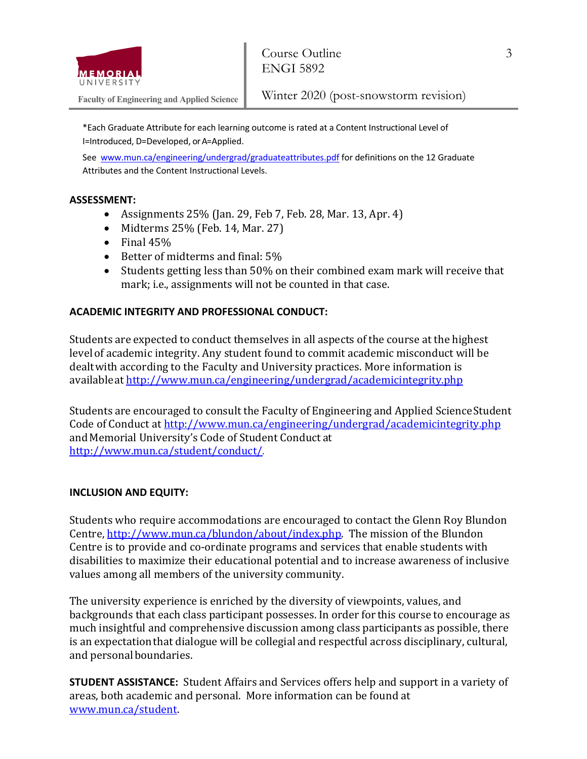*Each Graduate Attribute for each learning outcome is rated at a Content Instructional Level of I=Introduced, D=Developed, or A=Applied.

See www.mun.ca/engineering/undergrad/graduateattributes.pdf for definitions on the 12 Graduate Attributes and the Content Instructional Levels.

**ASSESSMENT:**

- Assignments 25% (Jan. 29, Feb 7, Feb. 28, Mar. 13, Apr. 4)
- Midterms 25% (Feb. 14, Mar. 27)
- Final 45%
- Better of midterms and final: 5%
- Students getting less than 50% on their combined exam mark will receive that mark; i.e., assignments will not be counted in that case.

**ACADEMIC INTEGRITY AND PROFESSIONAL CONDUCT:**

Students are expected to conduct themselves in all aspects of the course at the highest level of academic integrity. Any student found to commit academic misconduct will be dealt with according to the Faculty and University practices. More information is available at http://www.mun.ca/engineering/undergrad/academicintegrity.php

Students are encouraged to consult the Faculty of Engineering and Applied Science Student Code of Conduct at http://www.mun.ca/engineering/undergrad/academicintegrity.php and Memorial University's Code of Student Conduct at http://www.mun.ca/student/conduct/.

**INCLUSION AND EQUITY:**

Students who require accommodations are encouraged to contact the Glenn Roy Blundon Centre, http://www.mun.ca/blundon/about/index.php. The mission of the Blundon Centre is to provide and co-ordinate programs and services that enable students with disabilities to maximize their educational potential and to increase awareness of inclusive values among all members of the university community.

The university experience is enriched by the diversity of viewpoints, values, and backgrounds that each class participant possesses. In order for this course to encourage as much insightful and comprehensive discussion among class participants as possible, there is an expectation that dialogue will be collegial and respectful across disciplinary, cultural, and personal boundaries.

**STUDENT ASSISTANCE:** Student Affairs and Services offers help and support in a variety of areas, both academic and personal. More information can be found at www.mun.ca/student.